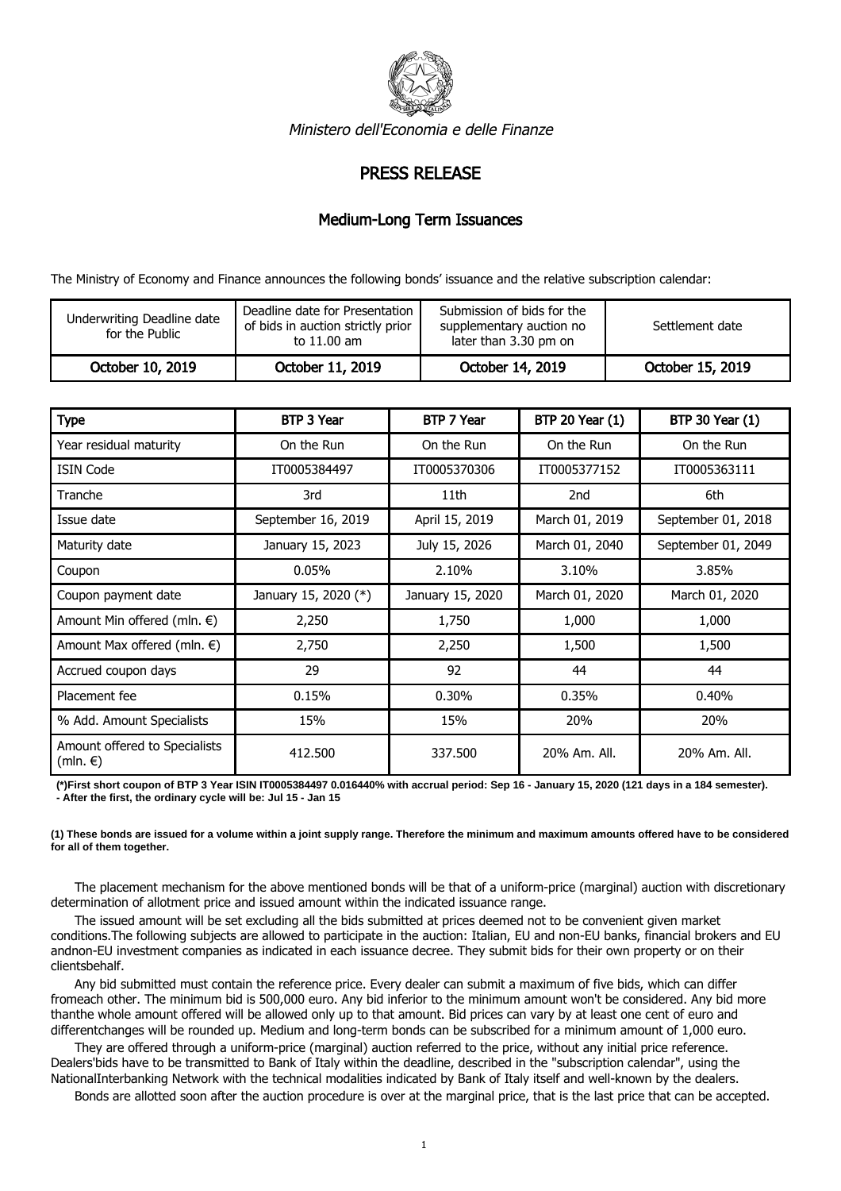*Ministero dell'Economia e delle Finanze*

# PRESS RELEASE

## Medium-Long Term Issuances

The Ministry of Economy and Finance announces the following bonds' issuance and the relative subscription calendar:

| Underwriting Deadline date for the Public | Deadline date for Presentation of bids in auction strictly prior to 11.00 am | Submission of bids for the supplementary auction no later than 3.30 pm on | Settlement date |
|---|---|---|---|
| October 10, 2019 | October 11, 2019 | October 14, 2019 | October 15, 2019 |

| Type | BTP 3 Year | BTP 7 Year | BTP 20 Year (1) | BTP 30 Year (1) |
|---|---|---|---|---|
| Year residual maturity | On the Run | On the Run | On the Run | On the Run |
| ISIN Code | IT0005384497 | IT0005370306 | IT0005377152 | IT0005363111 |
| Tranche | 3rd | 11th | 2nd | 6th |
| Issue date | September 16, 2019 | April 15, 2019 | March 01, 2019 | September 01, 2018 |
| Maturity date | January 15, 2023 | July 15, 2026 | March 01, 2040 | September 01, 2049 |
| Coupon | 0.05% | 2.10% | 3.10% | 3.85% |
| Coupon payment date | January 15, 2020 (*) | January 15, 2020 | March 01, 2020 | March 01, 2020 |
| Amount Min offered (mln. €) | 2,250 | 1,750 | 1,000 | 1,000 |
| Amount Max offered (mln. €) | 2,750 | 2,250 | 1,500 | 1,500 |
| Accrued coupon days | 29 | 92 | 44 | 44 |
| Placement fee | 0.15% | 0.30% | 0.35% | 0.40% |
| % Add. Amount Specialists | 15% | 15% | 20% | 20% |
| Amount offered to Specialists (mln. €) | 412.500 | 337.500 | 20% Am. All. | 20% Am. All. |

**(*)First short coupon of BTP 3 Year ISIN IT0005384497 0.016440% with accrual period: Sep 16 - January 15, 2020 (121 days in a 184 semester).**
**- After the first, the ordinary cycle will be: Jul 15 - Jan 15**

**(1) These bonds are issued for a volume within a joint supply range. Therefore the minimum and maximum amounts offered have to be considered for all of them together.**

The placement mechanism for the above mentioned bonds will be that of a uniform-price (marginal) auction with discretionary determination of allotment price and issued amount within the indicated issuance range.

The issued amount will be set excluding all the bids submitted at prices deemed not to be convenient given market conditions.The following subjects are allowed to participate in the auction: Italian, EU and non-EU banks, financial brokers and EU andnon-EU investment companies as indicated in each issuance decree. They submit bids for their own property or on their clientsbehalf.

Any bid submitted must contain the reference price. Every dealer can submit a maximum of five bids, which can differ fromeach other. The minimum bid is 500,000 euro. Any bid inferior to the minimum amount won't be considered. Any bid more thanthe whole amount offered will be allowed only up to that amount. Bid prices can vary by at least one cent of euro and differentchanges will be rounded up. Medium and long-term bonds can be subscribed for a minimum amount of 1,000 euro.

They are offered through a uniform-price (marginal) auction referred to the price, without any initial price reference. Dealers'bids have to be transmitted to Bank of Italy within the deadline, described in the "subscription calendar", using the NationalInterbanking Network with the technical modalities indicated by Bank of Italy itself and well-known by the dealers.

Bonds are allotted soon after the auction procedure is over at the marginal price, that is the last price that can be accepted.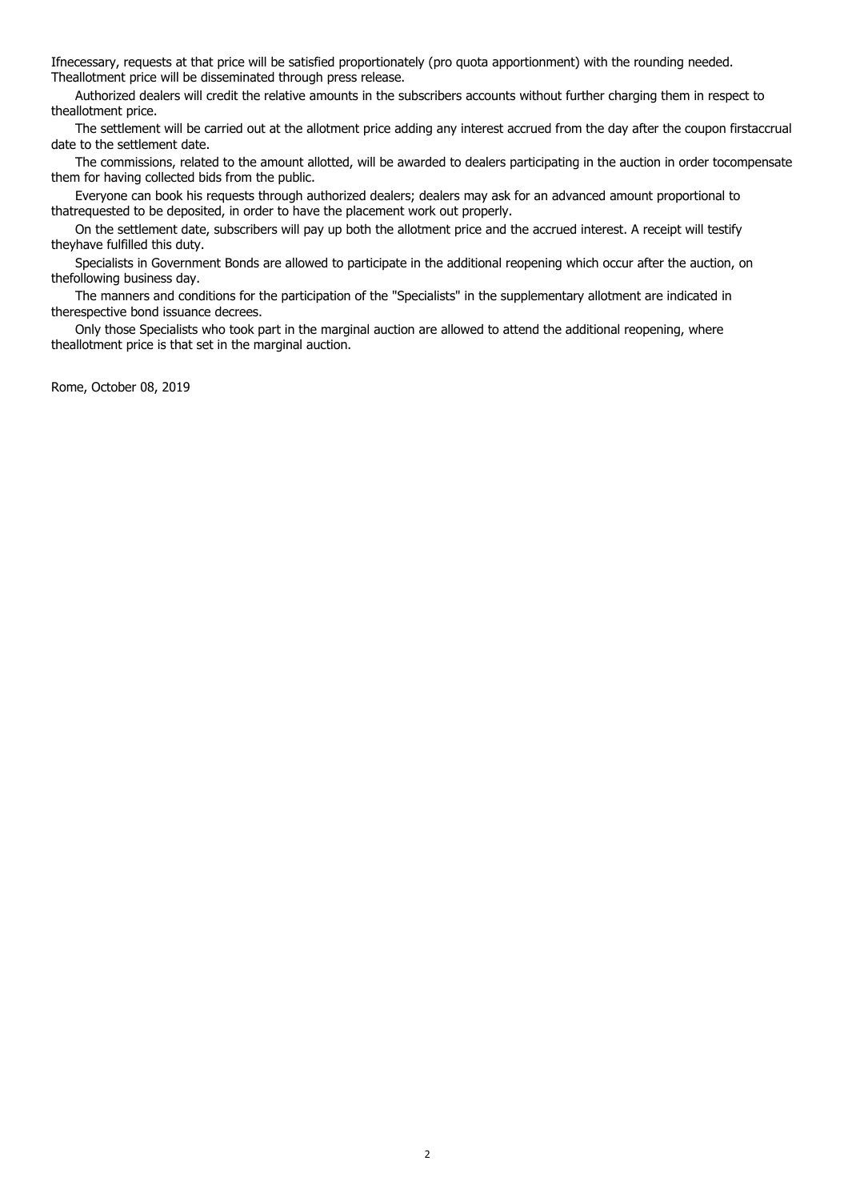Ifnecessary, requests at that price will be satisfied proportionately (pro quota apportionment) with the rounding needed. Theallotment price will be disseminated through press release.

Authorized dealers will credit the relative amounts in the subscribers accounts without further charging them in respect to theallotment price.

The settlement will be carried out at the allotment price adding any interest accrued from the day after the coupon firstaccrual date to the settlement date.

The commissions, related to the amount allotted, will be awarded to dealers participating in the auction in order tocompensate them for having collected bids from the public.

Everyone can book his requests through authorized dealers; dealers may ask for an advanced amount proportional to thatrequested to be deposited, in order to have the placement work out properly.

On the settlement date, subscribers will pay up both the allotment price and the accrued interest. A receipt will testify theyhave fulfilled this duty.

Specialists in Government Bonds are allowed to participate in the additional reopening which occur after the auction, on thefollowing business day.

The manners and conditions for the participation of the "Specialists" in the supplementary allotment are indicated in therespective bond issuance decrees.

Only those Specialists who took part in the marginal auction are allowed to attend the additional reopening, where theallotment price is that set in the marginal auction.

Rome, October 08, 2019